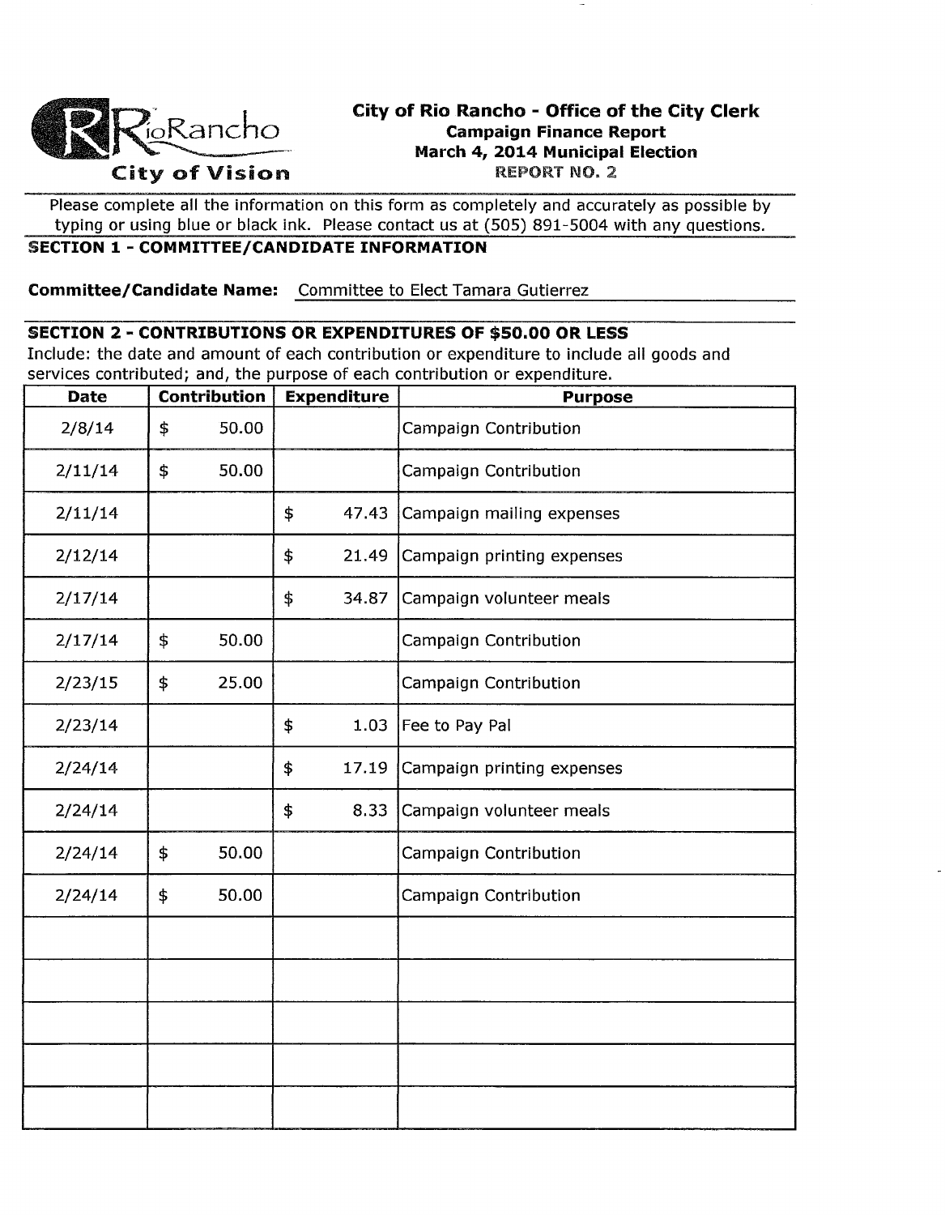RioRancho
City of Vision

# City of Rio Rancho - Office of the City Clerk

**Campaign Finance Report**
**March 4, 2014 Municipal Election**
REPORT NO. 2

Please complete all the information on this form as completely and accurately as possible by typing or using blue or black ink. Please contact us at (505) 891-5004 with any questions.

## SECTION 1 - COMMITTEE/CANDIDATE INFORMATION

**Committee/Candidate Name:** Committee to Elect Tamara Gutierrez

## SECTION 2 - CONTRIBUTIONS OR EXPENDITURES OF $50.00 OR LESS

Include: the date and amount of each contribution or expenditure to include all goods and services contributed; and, the purpose of each contribution or expenditure.

| Date | Contribution | Expenditure | Purpose |
|---|---|---|---|
| 2/8/14 | $ 50.00 | | Campaign Contribution |
| 2/11/14 | $ 50.00 | | Campaign Contribution |
| 2/11/14 | | $ 47.43 | Campaign mailing expenses |
| 2/12/14 | | $ 21.49 | Campaign printing expenses |
| 2/17/14 | | $ 34.87 | Campaign volunteer meals |
| 2/17/14 | $ 50.00 | | Campaign Contribution |
| 2/23/15 | $ 25.00 | | Campaign Contribution |
| 2/23/14 | | $ 1.03 | Fee to Pay Pal |
| 2/24/14 | | $ 17.19 | Campaign printing expenses |
| 2/24/14 | | $ 8.33 | Campaign volunteer meals |
| 2/24/14 | $ 50.00 | | Campaign Contribution |
| 2/24/14 | $ 50.00 | | Campaign Contribution |
| | | | |
| | | | |
| | | | |
| | | | |
| | | | |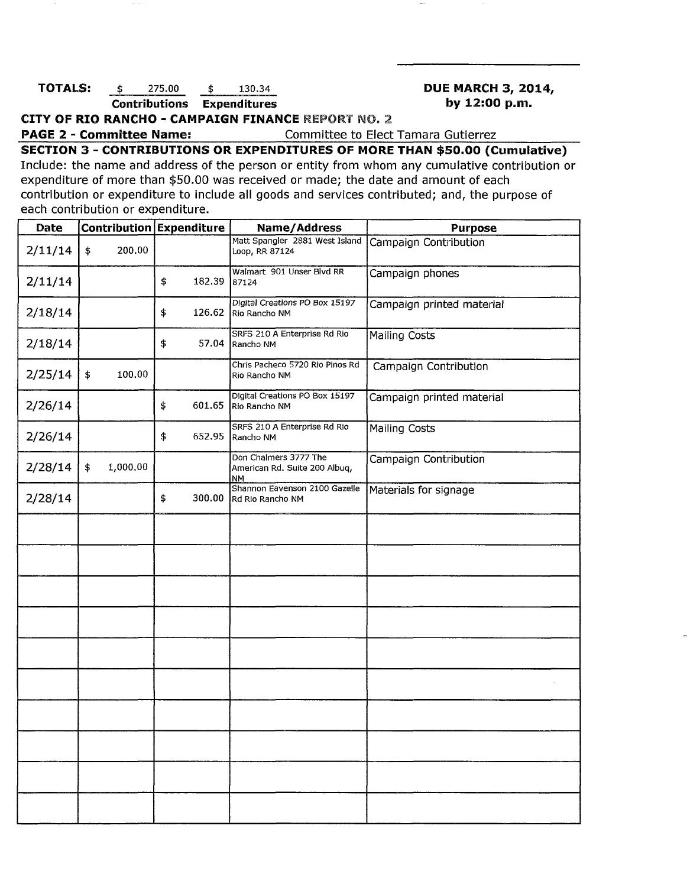**TOTALS:** $ 275.00 $ 130.34

**Contributions** **Expenditures**

**DUE MARCH 3, 2014, by 12:00 p.m.**

**CITY OF RIO RANCHO - CAMPAIGN FINANCE REPORT NO. 2**

**PAGE 2 - Committee Name:** Committee to Elect Tamara Gutierrez

**SECTION 3 - CONTRIBUTIONS OR EXPENDITURES OF MORE THAN $50.00 (Cumulative)**

Include: the name and address of the person or entity from whom any cumulative contribution or expenditure of more than $50.00 was received or made; the date and amount of each contribution or expenditure to include all goods and services contributed; and, the purpose of each contribution or expenditure.

| Date | Contribution | Expenditure | Name/Address | Purpose |
|---|---|---|---|---|
| 2/11/14 | $ 200.00 | | Matt Spangler 2881 West Island Loop, RR 87124 | Campaign Contribution |
| 2/11/14 | | $ 182.39 | Walmart 901 Unser Blvd RR 87124 | Campaign phones |
| 2/18/14 | | $ 126.62 | Digital Creations PO Box 15197 Rio Rancho NM | Campaign printed material |
| 2/18/14 | | $ 57.04 | SRFS 210 A Enterprise Rd Rio Rancho NM | Mailing Costs |
| 2/25/14 | $ 100.00 | | Chris Pacheco 5720 Rio Pinos Rd Rio Rancho NM | Campaign Contribution |
| 2/26/14 | | $ 601.65 | Digital Creations PO Box 15197 Rio Rancho NM | Campaign printed material |
| 2/26/14 | | $ 652.95 | SRFS 210 A Enterprise Rd Rio Rancho NM | Mailing Costs |
| 2/28/14 | $ 1,000.00 | | Don Chalmers 3777 The American Rd. Suite 200 Albuq, NM | Campaign Contribution |
| 2/28/14 | | $ 300.00 | Shannon Eavenson 2100 Gazelle Rd Rio Rancho NM | Materials for signage |
| | | | | |
| | | | | |
| | | | | |
| | | | | |
| | | | | |
| | | | | |
| | | | | |
| | | | | |
| | | | | |
| | | | | |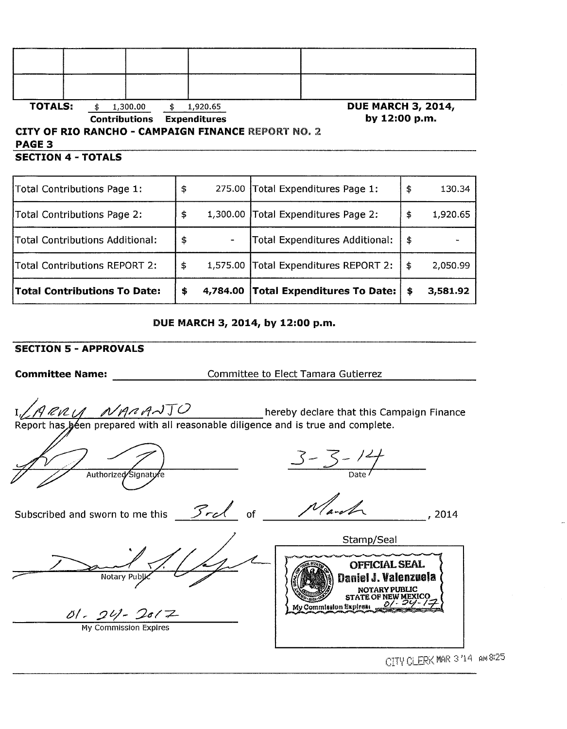| | | | | |
|---|---|---|---|---|
| | | | | |
| | | | | |

**TOTALS:** $ 1,300.00 Contributions $ 1,920.65 Expenditures

**DUE MARCH 3, 2014, by 12:00 p.m.**

**CITY OF RIO RANCHO - CAMPAIGN FINANCE REPORT NO. 2**

**PAGE 3**

## SECTION 4 - TOTALS

| | | | | | |
|---|---|---|---|---|---|
| Total Contributions Page 1: | $ | 275.00 | Total Expenditures Page 1: | $ | 130.34 |
| Total Contributions Page 2: | $ | 1,300.00 | Total Expenditures Page 2: | $ | 1,920.65 |
| Total Contributions Additional: | $ | - | Total Expenditures Additional: | $ | - |
| Total Contributions REPORT 2: | $ | 1,575.00 | Total Expenditures REPORT 2: | $ | 2,050.99 |
| **Total Contributions To Date:** | **$** | **4,784.00** | **Total Expenditures To Date:** | **$** | **3,581.92** |

**DUE MARCH 3, 2014, by 12:00 p.m.**

## SECTION 5 - APPROVALS

**Committee Name:** Committee to Elect Tamara Gutierrez

I, LARRY NARANJO hereby declare that this Campaign Finance Report has been prepared with all reasonable diligence and is true and complete.

Authorized Signature

3-3-14
Date

Subscribed and sworn to me this 3rd of March, 2014

Notary Public

01-24-2017
My Commission Expires

Stamp/Seal

OFFICIAL SEAL
Daniel J. Valenzuela
NOTARY PUBLIC
STATE OF NEW MEXICO
My Commission Expires: 01-24-17

CITY CLERK MAR 3 '14 AM 8:25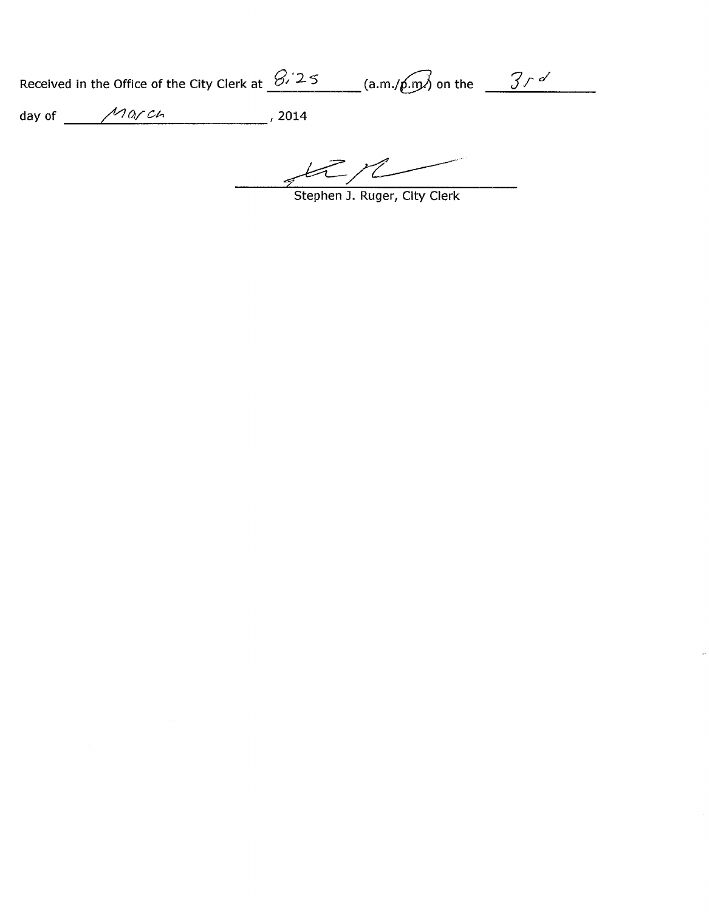Received in the Office of the City Clerk at 8:25 (a.m./p.m.) on the 3rd

day of March, 2014

Stephen J. Ruger, City Clerk